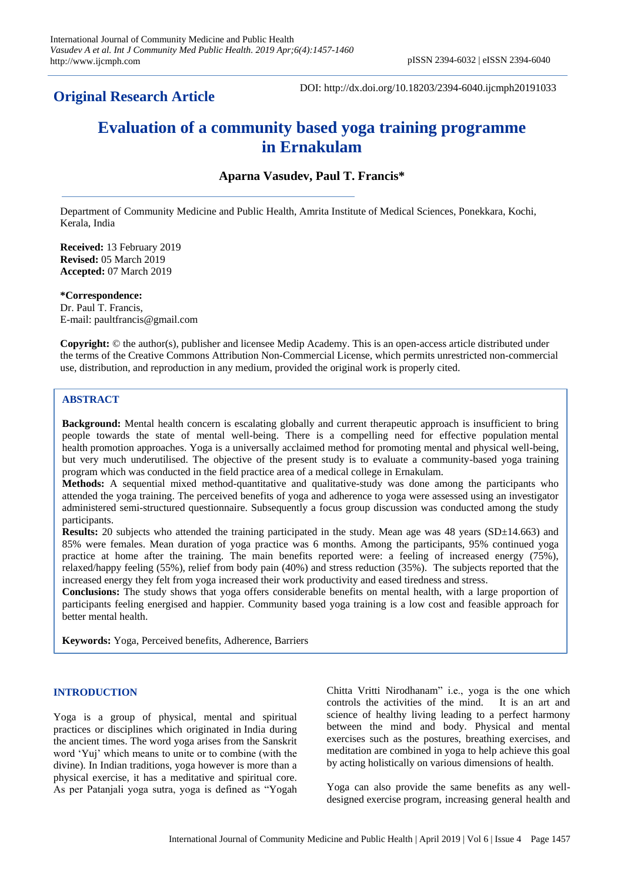**Original Research Article**

DOI: http://dx.doi.org/10.18203/2394-6040.ijcmph20191033

# Evaluation of a community based yoga training programme in Ernakulam

**Aparna Vasudev, Paul T. Francis***

Department of Community Medicine and Public Health, Amrita Institute of Medical Sciences, Ponekkara, Kochi, Kerala, India

**Received:** 13 February 2019
**Revised:** 05 March 2019
**Accepted:** 07 March 2019

***Correspondence:**
Dr. Paul T. Francis,
E-mail: paultfrancis@gmail.com

**Copyright:** © the author(s), publisher and licensee Medip Academy. This is an open-access article distributed under the terms of the Creative Commons Attribution Non-Commercial License, which permits unrestricted non-commercial use, distribution, and reproduction in any medium, provided the original work is properly cited.

## ABSTRACT

**Background:** Mental health concern is escalating globally and current therapeutic approach is insufficient to bring people towards the state of mental well-being. There is a compelling need for effective population mental health promotion approaches. Yoga is a universally acclaimed method for promoting mental and physical well-being, but very much underutilised. The objective of the present study is to evaluate a community-based yoga training program which was conducted in the field practice area of a medical college in Ernakulam.

**Methods:** A sequential mixed method-quantitative and qualitative-study was done among the participants who attended the yoga training. The perceived benefits of yoga and adherence to yoga were assessed using an investigator administered semi-structured questionnaire. Subsequently a focus group discussion was conducted among the study participants.

**Results:** 20 subjects who attended the training participated in the study. Mean age was 48 years (SD±14.663) and 85% were females. Mean duration of yoga practice was 6 months. Among the participants, 95% continued yoga practice at home after the training. The main benefits reported were: a feeling of increased energy (75%), relaxed/happy feeling (55%), relief from body pain (40%) and stress reduction (35%). The subjects reported that the increased energy they felt from yoga increased their work productivity and eased tiredness and stress.

**Conclusions:** The study shows that yoga offers considerable benefits on mental health, with a large proportion of participants feeling energised and happier. Community based yoga training is a low cost and feasible approach for better mental health.

**Keywords:** Yoga, Perceived benefits, Adherence, Barriers

## INTRODUCTION

Yoga is a group of physical, mental and spiritual practices or disciplines which originated in India during the ancient times. The word yoga arises from the Sanskrit word 'Yuj' which means to unite or to combine (with the divine). In Indian traditions, yoga however is more than a physical exercise, it has a meditative and spiritual core. As per Patanjali yoga sutra, yoga is defined as "Yogah Chitta Vritti Nirodhanam" i.e., yoga is the one which controls the activities of the mind. It is an art and science of healthy living leading to a perfect harmony between the mind and body. Physical and mental exercises such as the postures, breathing exercises, and meditation are combined in yoga to help achieve this goal by acting holistically on various dimensions of health.

Yoga can also provide the same benefits as any well-designed exercise program, increasing general health and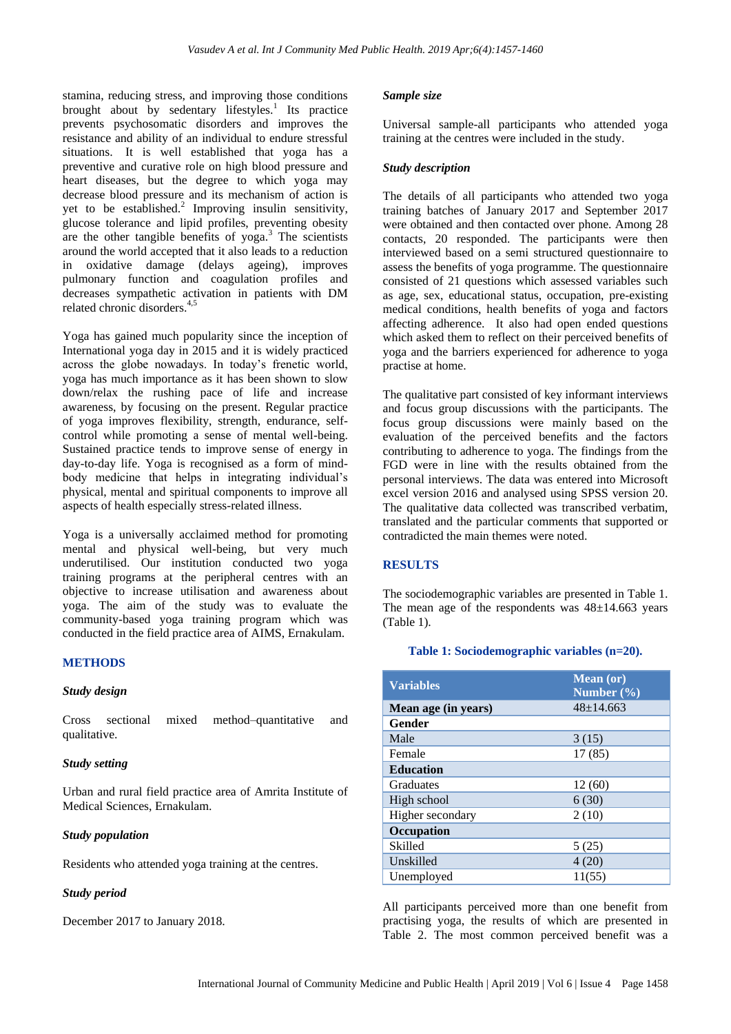stamina, reducing stress, and improving those conditions brought about by sedentary lifestyles.[1] Its practice prevents psychosomatic disorders and improves the resistance and ability of an individual to endure stressful situations. It is well established that yoga has a preventive and curative role on high blood pressure and heart diseases, but the degree to which yoga may decrease blood pressure and its mechanism of action is yet to be established.[2] Improving insulin sensitivity, glucose tolerance and lipid profiles, preventing obesity are the other tangible benefits of yoga.[3] The scientists around the world accepted that it also leads to a reduction in oxidative damage (delays ageing), improves pulmonary function and coagulation profiles and decreases sympathetic activation in patients with DM related chronic disorders.[4,5]

Yoga has gained much popularity since the inception of International yoga day in 2015 and it is widely practiced across the globe nowadays. In today's frenetic world, yoga has much importance as it has been shown to slow down/relax the rushing pace of life and increase awareness, by focusing on the present. Regular practice of yoga improves flexibility, strength, endurance, self-control while promoting a sense of mental well-being. Sustained practice tends to improve sense of energy in day-to-day life. Yoga is recognised as a form of mind-body medicine that helps in integrating individual's physical, mental and spiritual components to improve all aspects of health especially stress-related illness.

Yoga is a universally acclaimed method for promoting mental and physical well-being, but very much underutilised. Our institution conducted two yoga training programs at the peripheral centres with an objective to increase utilisation and awareness about yoga. The aim of the study was to evaluate the community-based yoga training program which was conducted in the field practice area of AIMS, Ernakulam.

## METHODS

### *Study design*

Cross sectional mixed method–quantitative and qualitative.

### *Study setting*

Urban and rural field practice area of Amrita Institute of Medical Sciences, Ernakulam.

### *Study population*

Residents who attended yoga training at the centres.

### *Study period*

December 2017 to January 2018.

### *Sample size*

Universal sample-all participants who attended yoga training at the centres were included in the study.

### *Study description*

The details of all participants who attended two yoga training batches of January 2017 and September 2017 were obtained and then contacted over phone. Among 28 contacts, 20 responded. The participants were then interviewed based on a semi structured questionnaire to assess the benefits of yoga programme. The questionnaire consisted of 21 questions which assessed variables such as age, sex, educational status, occupation, pre-existing medical conditions, health benefits of yoga and factors affecting adherence. It also had open ended questions which asked them to reflect on their perceived benefits of yoga and the barriers experienced for adherence to yoga practise at home.

The qualitative part consisted of key informant interviews and focus group discussions with the participants. The focus group discussions were mainly based on the evaluation of the perceived benefits and the factors contributing to adherence to yoga. The findings from the FGD were in line with the results obtained from the personal interviews. The data was entered into Microsoft excel version 2016 and analysed using SPSS version 20. The qualitative data collected was transcribed verbatim, translated and the particular comments that supported or contradicted the main themes were noted.

## RESULTS

The sociodemographic variables are presented in Table 1. The mean age of the respondents was 48±14.663 years (Table 1).

**Table 1: Sociodemographic variables (n=20).**

| Variables | Mean (or) Number (%) |
|---|---|
| **Mean age (in years)** | 48±14.663 |
| **Gender** | |
| Male | 3 (15) |
| Female | 17 (85) |
| **Education** | |
| Graduates | 12 (60) |
| High school | 6 (30) |
| Higher secondary | 2 (10) |
| **Occupation** | |
| Skilled | 5 (25) |
| Unskilled | 4 (20) |
| Unemployed | 11(55) |

All participants perceived more than one benefit from practising yoga, the results of which are presented in Table 2. The most common perceived benefit was a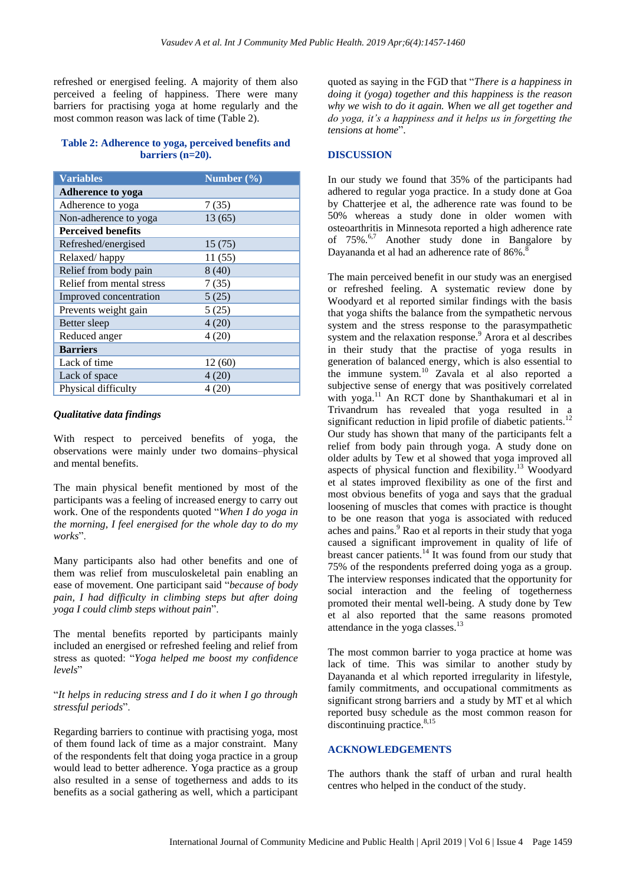refreshed or energised feeling. A majority of them also perceived a feeling of happiness. There were many barriers for practising yoga at home regularly and the most common reason was lack of time (Table 2).

**Table 2: Adherence to yoga, perceived benefits and barriers (n=20).**

| Variables | Number (%) |
|---|---|
| **Adherence to yoga** | |
| Adherence to yoga | 7 (35) |
| Non-adherence to yoga | 13 (65) |
| **Perceived benefits** | |
| Refreshed/ energised | 15 (75) |
| Relaxed/ happy | 11 (55) |
| Relief from body pain | 8 (40) |
| Relief from mental stress | 7 (35) |
| Improved concentration | 5 (25) |
| Prevents weight gain | 5 (25) |
| Better sleep | 4 (20) |
| Reduced anger | 4 (20) |
| **Barriers** | |
| Lack of time | 12 (60) |
| Lack of space | 4 (20) |
| Physical difficulty | 4 (20) |

### *Qualitative data findings*

With respect to perceived benefits of yoga, the observations were mainly under two domains–physical and mental benefits.

The main physical benefit mentioned by most of the participants was a feeling of increased energy to carry out work. One of the respondents quoted "*When I do yoga in the morning, I feel energised for the whole day to do my works*".

Many participants also had other benefits and one of them was relief from musculoskeletal pain enabling an ease of movement. One participant said "*because of body pain, I had difficulty in climbing steps but after doing yoga I could climb steps without pain*".

The mental benefits reported by participants mainly included an energised or refreshed feeling and relief from stress as quoted: "*Yoga helped me boost my confidence levels*"

"*It helps in reducing stress and I do it when I go through stressful periods*".

Regarding barriers to continue with practising yoga, most of them found lack of time as a major constraint. Many of the respondents felt that doing yoga practice in a group would lead to better adherence. Yoga practice as a group also resulted in a sense of togetherness and adds to its benefits as a social gathering as well, which a participant quoted as saying in the FGD that "*There is a happiness in doing it (yoga) together and this happiness is the reason why we wish to do it again. When we all get together and do yoga, it's a happiness and it helps us in forgetting the tensions at home*".

## DISCUSSION

In our study we found that 35% of the participants had adhered to regular yoga practice. In a study done at Goa by Chatterjee et al, the adherence rate was found to be 50% whereas a study done in older women with osteoarthritis in Minnesota reported a high adherence rate of 75%.[6,7] Another study done in Bangalore by Dayananda et al had an adherence rate of 86%.[8]

The main perceived benefit in our study was an energised or refreshed feeling. A systematic review done by Woodyard et al reported similar findings with the basis that yoga shifts the balance from the sympathetic nervous system and the stress response to the parasympathetic system and the relaxation response.[9] Arora et al describes in their study that the practise of yoga results in generation of balanced energy, which is also essential to the immune system.[10] Zavala et al also reported a subjective sense of energy that was positively correlated with yoga.[11] An RCT done by Shanthakumari et al in Trivandrum has revealed that yoga resulted in a significant reduction in lipid profile of diabetic patients.[12] Our study has shown that many of the participants felt a relief from body pain through yoga. A study done on older adults by Tew et al showed that yoga improved all aspects of physical function and flexibility.[13] Woodyard et al states improved flexibility as one of the first and most obvious benefits of yoga and says that the gradual loosening of muscles that comes with practice is thought to be one reason that yoga is associated with reduced aches and pains.[9] Rao et al reports in their study that yoga caused a significant improvement in quality of life of breast cancer patients.[14] It was found from our study that 75% of the respondents preferred doing yoga as a group. The interview responses indicated that the opportunity for social interaction and the feeling of togetherness promoted their mental well-being. A study done by Tew et al also reported that the same reasons promoted attendance in the yoga classes.[13]

The most common barrier to yoga practice at home was lack of time. This was similar to another study by Dayananda et al which reported irregularity in lifestyle, family commitments, and occupational commitments as significant strong barriers and a study by MT et al which reported busy schedule as the most common reason for discontinuing practice.[8,15]

## ACKNOWLEDGEMENTS

The authors thank the staff of urban and rural health centres who helped in the conduct of the study.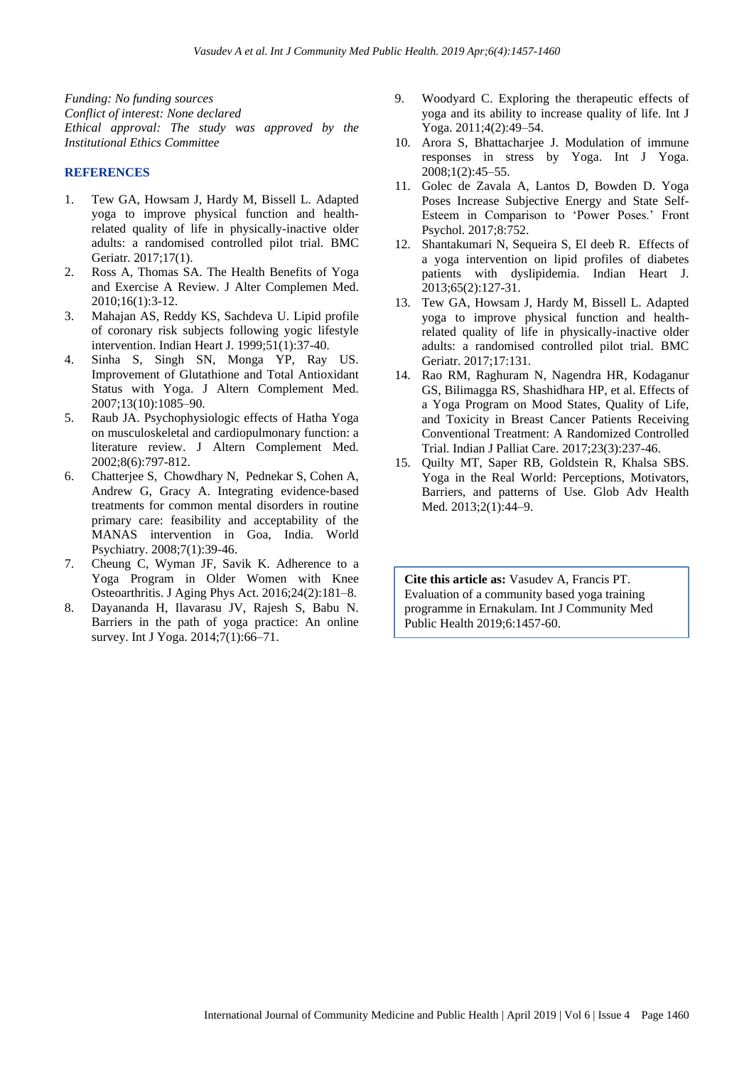*Funding: No funding sources*
*Conflict of interest: None declared*
*Ethical approval: The study was approved by the Institutional Ethics Committee*

## REFERENCES

1. Tew GA, Howsam J, Hardy M, Bissell L. Adapted yoga to improve physical function and health-related quality of life in physically-inactive older adults: a randomised controlled pilot trial. BMC Geriatr. 2017;17(1).
2. Ross A, Thomas SA. The Health Benefits of Yoga and Exercise A Review. J Alter Complemen Med. 2010;16(1):3-12.
3. Mahajan AS, Reddy KS, Sachdeva U. Lipid profile of coronary risk subjects following yogic lifestyle intervention. Indian Heart J. 1999;51(1):37-40.
4. Sinha S, Singh SN, Monga YP, Ray US. Improvement of Glutathione and Total Antioxidant Status with Yoga. J Altern Complement Med. 2007;13(10):1085–90.
5. Raub JA. Psychophysiologic effects of Hatha Yoga on musculoskeletal and cardiopulmonary function: a literature review. J Altern Complement Med. 2002;8(6):797-812.
6. Chatterjee S, Chowdhary N, Pednekar S, Cohen A, Andrew G, Gracy A. Integrating evidence-based treatments for common mental disorders in routine primary care: feasibility and acceptability of the MANAS intervention in Goa, India. World Psychiatry. 2008;7(1):39-46.
7. Cheung C, Wyman JF, Savik K. Adherence to a Yoga Program in Older Women with Knee Osteoarthritis. J Aging Phys Act. 2016;24(2):181–8.
8. Dayananda H, Ilavarasu JV, Rajesh S, Babu N. Barriers in the path of yoga practice: An online survey. Int J Yoga. 2014;7(1):66–71.
9. Woodyard C. Exploring the therapeutic effects of yoga and its ability to increase quality of life. Int J Yoga. 2011;4(2):49–54.
10. Arora S, Bhattacharjee J. Modulation of immune responses in stress by Yoga. Int J Yoga. 2008;1(2):45–55.
11. Golec de Zavala A, Lantos D, Bowden D. Yoga Poses Increase Subjective Energy and State Self-Esteem in Comparison to 'Power Poses.' Front Psychol. 2017;8:752.
12. Shantakumari N, Sequeira S, El deeb R. Effects of a yoga intervention on lipid profiles of diabetes patients with dyslipidemia. Indian Heart J. 2013;65(2):127-31.
13. Tew GA, Howsam J, Hardy M, Bissell L. Adapted yoga to improve physical function and health-related quality of life in physically-inactive older adults: a randomised controlled pilot trial. BMC Geriatr. 2017;17:131.
14. Rao RM, Raghuram N, Nagendra HR, Kodaganur GS, Bilimagga RS, Shashidhara HP, et al. Effects of a Yoga Program on Mood States, Quality of Life, and Toxicity in Breast Cancer Patients Receiving Conventional Treatment: A Randomized Controlled Trial. Indian J Palliat Care. 2017;23(3):237-46.
15. Quilty MT, Saper RB, Goldstein R, Khalsa SBS. Yoga in the Real World: Perceptions, Motivators, Barriers, and patterns of Use. Glob Adv Health Med. 2013;2(1):44–9.

**Cite this article as:** Vasudev A, Francis PT. Evaluation of a community based yoga training programme in Ernakulam. Int J Community Med Public Health 2019;6:1457-60.